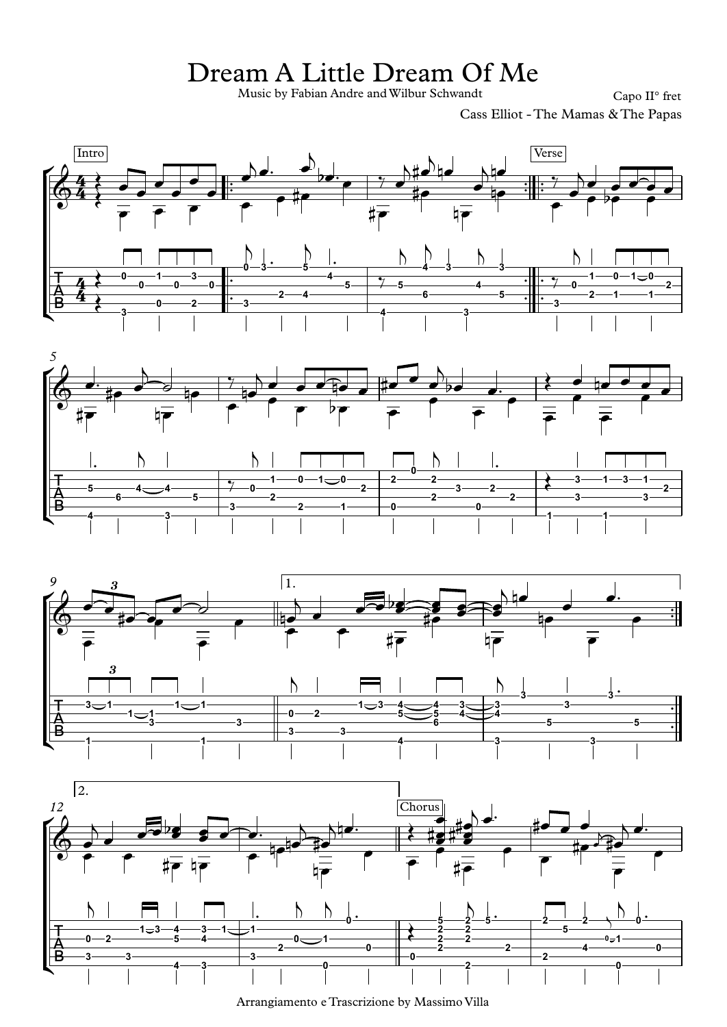# Dream A Little Dream Of Me

Music by Fabian Andre and Wilbur Schwandt

Capo II° fret

Cass Elliot - The Mamas & The Papas

Arrangiamento e Trascrizione by Massimo Villa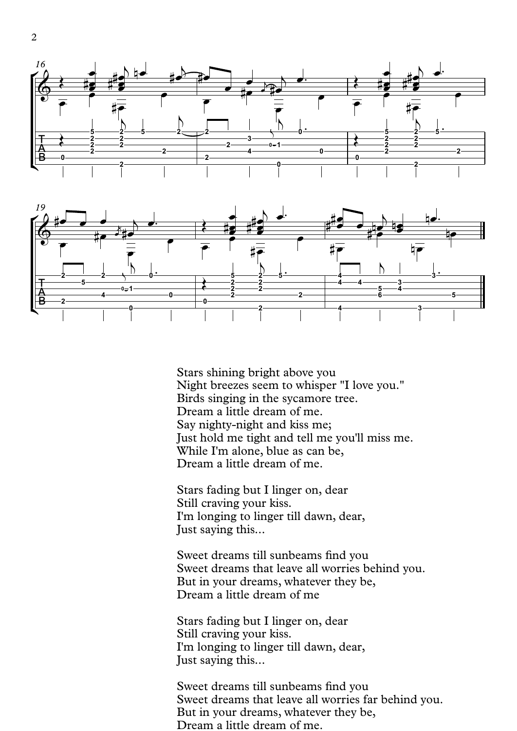Stars shining bright above you
Night breezes seem to whisper "I love you."
Birds singing in the sycamore tree.
Dream a little dream of me.
Say nighty-night and kiss me;
Just hold me tight and tell me you'll miss me.
While I'm alone, blue as can be,
Dream a little dream of me.

Stars fading but I linger on, dear
Still craving your kiss.
I'm longing to linger till dawn, dear,
Just saying this...

Sweet dreams till sunbeams find you
Sweet dreams that leave all worries behind you.
But in your dreams, whatever they be,
Dream a little dream of me

Stars fading but I linger on, dear
Still craving your kiss.
I'm longing to linger till dawn, dear,
Just saying this...

Sweet dreams till sunbeams find you
Sweet dreams that leave all worries far behind you.
But in your dreams, whatever they be,
Dream a little dream of me.